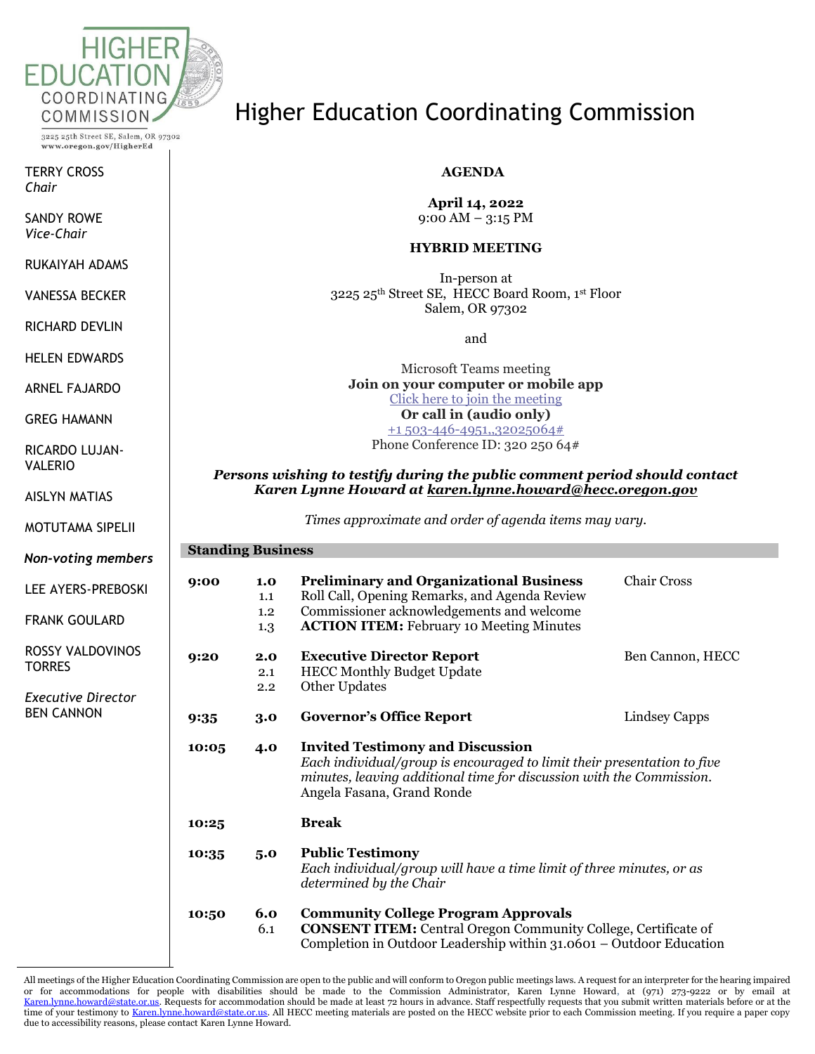HIGHER EDUCATION COORDINATING COMMISSION

3225 25th Street SE, Salem, OR 97302
www.oregon.gov/HigherEd

# Higher Education Coordinating Commission

TERRY CROSS
*Chair*

SANDY ROWE
*Vice-Chair*

RUKAIYAH ADAMS

VANESSA BECKER

RICHARD DEVLIN

HELEN EDWARDS

ARNEL FAJARDO

GREG HAMANN

RICARDO LUJAN-VALERIO

AISLYN MATIAS

MOTUTAMA SIPELII

***Non-voting members***

LEE AYERS-PREBOSKI

FRANK GOULARD

ROSSY VALDOVINOS TORRES

*Executive Director*
BEN CANNON

**AGENDA**

**April 14, 2022**
9:00 AM – 3:15 PM

**HYBRID MEETING**

In-person at
3225 25th Street SE, HECC Board Room, 1st Floor
Salem, OR 97302

and

Microsoft Teams meeting
**Join on your computer or mobile app**
Click here to join the meeting
**Or call in (audio only)**
+1 503-446-4951,,32025064#
Phone Conference ID: 320 250 64#

***Persons wishing to testify during the public comment period should contact Karen Lynne Howard at karen.lynne.howard@hecc.oregon.gov***

*Times approximate and order of agenda items may vary.*

## Standing Business

| Time | No. | Item | Presenter |
|---|---|---|---|
| **9:00** | **1.0** | **Preliminary and Organizational Business** | Chair Cross |
| | 1.1 | Roll Call, Opening Remarks, and Agenda Review | |
| | 1.2 | Commissioner acknowledgements and welcome | |
| | 1.3 | **ACTION ITEM:** February 10 Meeting Minutes | |
| **9:20** | **2.0** | **Executive Director Report** | Ben Cannon, HECC |
| | 2.1 | HECC Monthly Budget Update | |
| | 2.2 | Other Updates | |
| **9:35** | **3.0** | **Governor's Office Report** | Lindsey Capps |
| **10:05** | **4.0** | **Invited Testimony and Discussion** *Each individual/group is encouraged to limit their presentation to five minutes, leaving additional time for discussion with the Commission.* Angela Fasana, Grand Ronde | |
| **10:25** | | **Break** | |
| **10:35** | **5.0** | **Public Testimony** *Each individual/group will have a time limit of three minutes, or as determined by the Chair* | |
| **10:50** | **6.0** | **Community College Program Approvals** | |
| | 6.1 | **CONSENT ITEM:** Central Oregon Community College, Certificate of Completion in Outdoor Leadership within 31.0601 – Outdoor Education | |

All meetings of the Higher Education Coordinating Commission are open to the public and will conform to Oregon public meetings laws. A request for an interpreter for the hearing impaired or for accommodations for people with disabilities should be made to the Commission Administrator, Karen Lynne Howard, at (971) 273-9222 or by email at Karen.lynne.howard@state.or.us. Requests for accommodation should be made at least 72 hours in advance. Staff respectfully requests that you submit written materials before or at the time of your testimony to Karen.lynne.howard@state.or.us. All HECC meeting materials are posted on the HECC website prior to each Commission meeting. If you require a paper copy due to accessibility reasons, please contact Karen Lynne Howard.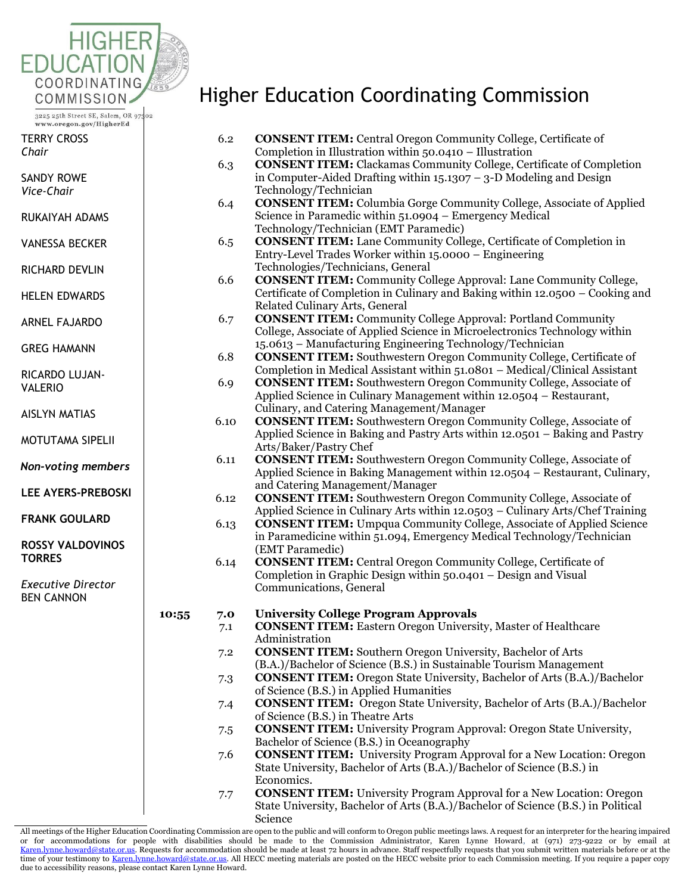# Higher Education Coordinating Commission

3225 25th Street SE, Salem, OR 97302
www.oregon.gov/HigherEd

TERRY CROSS
*Chair*

SANDY ROWE
*Vice-Chair*

RUKAIYAH ADAMS

VANESSA BECKER

RICHARD DEVLIN

HELEN EDWARDS

ARNEL FAJARDO

GREG HAMANN

RICARDO LUJAN-VALERIO

AISLYN MATIAS

MOTUTAMA SIPELII

***Non-voting members***

**LEE AYERS-PREBOSKI**

**FRANK GOULARD**

**ROSSY VALDOVINOS TORRES**

*Executive Director*
BEN CANNON

6.2 **CONSENT ITEM:** Central Oregon Community College, Certificate of Completion in Illustration within 50.0410 – Illustration

6.3 **CONSENT ITEM:** Clackamas Community College, Certificate of Completion in Computer-Aided Drafting within 15.1307 – 3-D Modeling and Design Technology/Technician

6.4 **CONSENT ITEM:** Columbia Gorge Community College, Associate of Applied Science in Paramedic within 51.0904 – Emergency Medical Technology/Technician (EMT Paramedic)

6.5 **CONSENT ITEM:** Lane Community College, Certificate of Completion in Entry-Level Trades Worker within 15.0000 – Engineering Technologies/Technicians, General

6.6 **CONSENT ITEM:** Community College Approval: Lane Community College, Certificate of Completion in Culinary and Baking within 12.0500 – Cooking and Related Culinary Arts, General

6.7 **CONSENT ITEM:** Community College Approval: Portland Community College, Associate of Applied Science in Microelectronics Technology within 15.0613 – Manufacturing Engineering Technology/Technician

6.8 **CONSENT ITEM:** Southwestern Oregon Community College, Certificate of Completion in Medical Assistant within 51.0801 – Medical/Clinical Assistant

6.9 **CONSENT ITEM:** Southwestern Oregon Community College, Associate of Applied Science in Culinary Management within 12.0504 – Restaurant, Culinary, and Catering Management/Manager

6.10 **CONSENT ITEM:** Southwestern Oregon Community College, Associate of Applied Science in Baking and Pastry Arts within 12.0501 – Baking and Pastry Arts/Baker/Pastry Chef

6.11 **CONSENT ITEM:** Southwestern Oregon Community College, Associate of Applied Science in Baking Management within 12.0504 – Restaurant, Culinary, and Catering Management/Manager

6.12 **CONSENT ITEM:** Southwestern Oregon Community College, Associate of Applied Science in Culinary Arts within 12.0503 – Culinary Arts/Chef Training

6.13 **CONSENT ITEM:** Umpqua Community College, Associate of Applied Science in Paramedicine within 51.094, Emergency Medical Technology/Technician (EMT Paramedic)

6.14 **CONSENT ITEM:** Central Oregon Community College, Certificate of Completion in Graphic Design within 50.0401 – Design and Visual Communications, General

**10:55** **7.0** **University College Program Approvals**

7.1 **CONSENT ITEM:** Eastern Oregon University, Master of Healthcare Administration

7.2 **CONSENT ITEM:** Southern Oregon University, Bachelor of Arts (B.A.)/Bachelor of Science (B.S.) in Sustainable Tourism Management

7.3 **CONSENT ITEM:** Oregon State University, Bachelor of Arts (B.A.)/Bachelor of Science (B.S.) in Applied Humanities

7.4 **CONSENT ITEM:** Oregon State University, Bachelor of Arts (B.A.)/Bachelor of Science (B.S.) in Theatre Arts

7.5 **CONSENT ITEM:** University Program Approval: Oregon State University, Bachelor of Science (B.S.) in Oceanography

7.6 **CONSENT ITEM:** University Program Approval for a New Location: Oregon State University, Bachelor of Arts (B.A.)/Bachelor of Science (B.S.) in Economics.

7.7 **CONSENT ITEM:** University Program Approval for a New Location: Oregon State University, Bachelor of Arts (B.A.)/Bachelor of Science (B.S.) in Political Science

All meetings of the Higher Education Coordinating Commission are open to the public and will conform to Oregon public meetings laws. A request for an interpreter for the hearing impaired or for accommodations for people with disabilities should be made to the Commission Administrator, Karen Lynne Howard, at (971) 273-9222 or by email at Karen.lynne.howard@state.or.us. Requests for accommodation should be made at least 72 hours in advance. Staff respectfully requests that you submit written materials before or at the time of your testimony to Karen.lynne.howard@state.or.us. All HECC meeting materials are posted on the HECC website prior to each Commission meeting. If you require a paper copy due to accessibility reasons, please contact Karen Lynne Howard.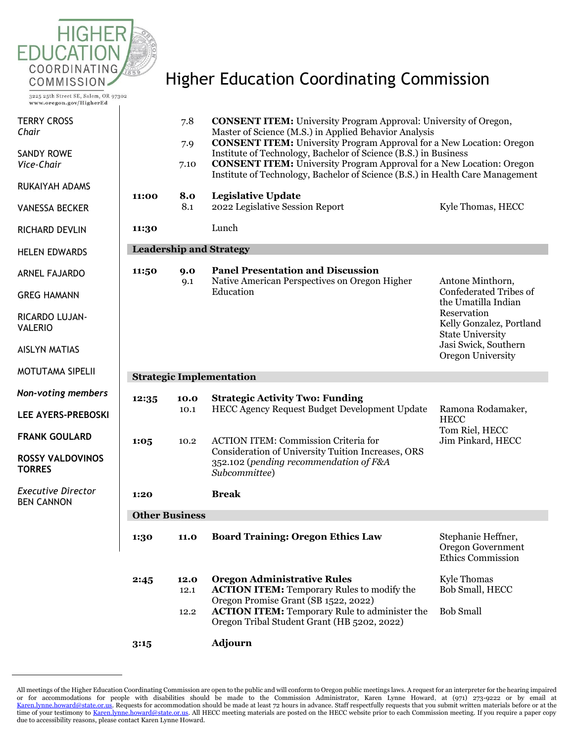# Higher Education Coordinating Commission

3225 25th Street SE, Salem, OR 97302
www.oregon.gov/HigherEd

TERRY CROSS
*Chair*

SANDY ROWE
*Vice-Chair*

RUKAIYAH ADAMS

VANESSA BECKER

RICHARD DEVLIN

HELEN EDWARDS

ARNEL FAJARDO

GREG HAMANN

RICARDO LUJAN-VALERIO

AISLYN MATIAS

MOTUTAMA SIPELII

*Non-voting members*

**LEE AYERS-PREBOSKI**

**FRANK GOULARD**

**ROSSY VALDOVINOS TORRES**

*Executive Director*
BEN CANNON

| | | | |
|---|---|---|---|
| | 7.8 | **CONSENT ITEM:** University Program Approval: University of Oregon, Master of Science (M.S.) in Applied Behavior Analysis | |
| | 7.9 | **CONSENT ITEM:** University Program Approval for a New Location: Oregon Institute of Technology, Bachelor of Science (B.S.) in Business | |
| | 7.10 | **CONSENT ITEM:** University Program Approval for a New Location: Oregon Institute of Technology, Bachelor of Science (B.S.) in Health Care Management | |
| **11:00** | **8.0** | **Legislative Update** | |
| | 8.1 | 2022 Legislative Session Report | Kyle Thomas, HECC |
| **11:30** | | Lunch | |
| **Leadership and Strategy** | | | |
| **11:50** | **9.0** | **Panel Presentation and Discussion** | |
| | 9.1 | Native American Perspectives on Oregon Higher Education | Antone Minthorn, Confederated Tribes of the Umatilla Indian Reservation; Kelly Gonzalez, Portland State University; Jasi Swick, Southern Oregon University |
| **Strategic Implementation** | | | |
| **12:35** | **10.0** | **Strategic Activity Two: Funding** | |
| | 10.1 | HECC Agency Request Budget Development Update | Ramona Rodamaker, HECC; Tom Riel, HECC |
| **1:05** | 10.2 | ACTION ITEM: Commission Criteria for Consideration of University Tuition Increases, ORS 352.102 (*pending recommendation of F&A Subcommittee*) | Jim Pinkard, HECC |
| **1:20** | | **Break** | |
| **Other Business** | | | |
| **1:30** | **11.0** | **Board Training: Oregon Ethics Law** | Stephanie Heffner, Oregon Government Ethics Commission |
| **2:45** | **12.0** | **Oregon Administrative Rules** | Kyle Thomas |
| | 12.1 | **ACTION ITEM:** Temporary Rules to modify the Oregon Promise Grant (SB 1522, 2022) | Bob Small, HECC |
| | 12.2 | **ACTION ITEM:** Temporary Rule to administer the Oregon Tribal Student Grant (HB 5202, 2022) | Bob Small |
| **3:15** | | **Adjourn** | |

All meetings of the Higher Education Coordinating Commission are open to the public and will conform to Oregon public meetings laws. A request for an interpreter for the hearing impaired or for accommodations for people with disabilities should be made to the Commission Administrator, Karen Lynne Howard, at (971) 273-9222 or by email at Karen.lynne.howard@state.or.us. Requests for accommodation should be made at least 72 hours in advance. Staff respectfully requests that you submit written materials before or at the time of your testimony to Karen.lynne.howard@state.or.us. All HECC meeting materials are posted on the HECC website prior to each Commission meeting. If you require a paper copy due to accessibility reasons, please contact Karen Lynne Howard.